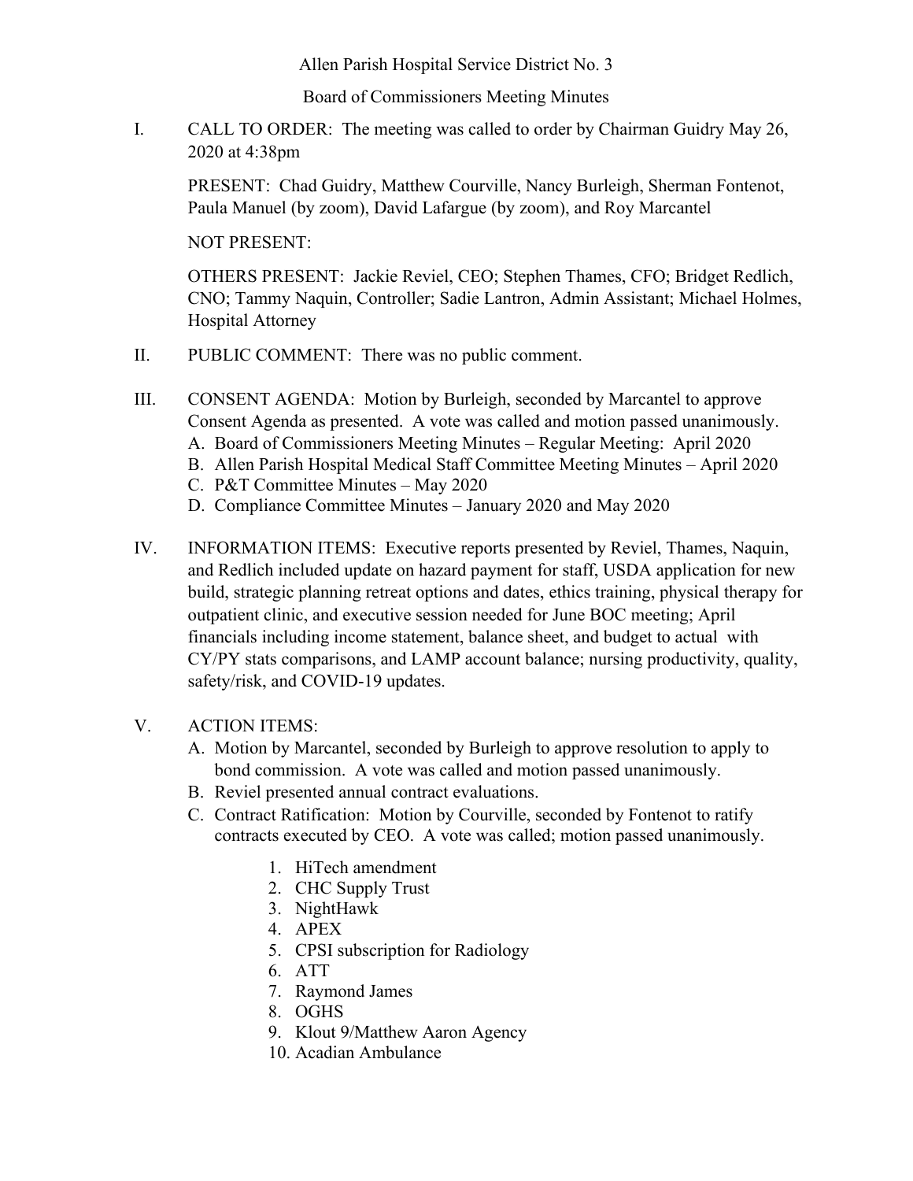Allen Parish Hospital Service District No. 3

Board of Commissioners Meeting Minutes

I. CALL TO ORDER: The meeting was called to order by Chairman Guidry May 26, 2020 at 4:38pm

PRESENT: Chad Guidry, Matthew Courville, Nancy Burleigh, Sherman Fontenot, Paula Manuel (by zoom), David Lafargue (by zoom), and Roy Marcantel

NOT PRESENT:

OTHERS PRESENT: Jackie Reviel, CEO; Stephen Thames, CFO; Bridget Redlich, CNO; Tammy Naquin, Controller; Sadie Lantron, Admin Assistant; Michael Holmes, Hospital Attorney

II. PUBLIC COMMENT: There was no public comment.

III. CONSENT AGENDA: Motion by Burleigh, seconded by Marcantel to approve Consent Agenda as presented. A vote was called and motion passed unanimously.

A. Board of Commissioners Meeting Minutes – Regular Meeting: April 2020
B. Allen Parish Hospital Medical Staff Committee Meeting Minutes – April 2020
C. P&T Committee Minutes – May 2020
D. Compliance Committee Minutes – January 2020 and May 2020

IV. INFORMATION ITEMS: Executive reports presented by Reviel, Thames, Naquin, and Redlich included update on hazard payment for staff, USDA application for new build, strategic planning retreat options and dates, ethics training, physical therapy for outpatient clinic, and executive session needed for June BOC meeting; April financials including income statement, balance sheet, and budget to actual with CY/PY stats comparisons, and LAMP account balance; nursing productivity, quality, safety/risk, and COVID-19 updates.

V. ACTION ITEMS:

A. Motion by Marcantel, seconded by Burleigh to approve resolution to apply to bond commission. A vote was called and motion passed unanimously.
B. Reviel presented annual contract evaluations.
C. Contract Ratification: Motion by Courville, seconded by Fontenot to ratify contracts executed by CEO. A vote was called; motion passed unanimously.

1. HiTech amendment
2. CHC Supply Trust
3. NightHawk
4. APEX
5. CPSI subscription for Radiology
6. ATT
7. Raymond James
8. OGHS
9. Klout 9/Matthew Aaron Agency
10. Acadian Ambulance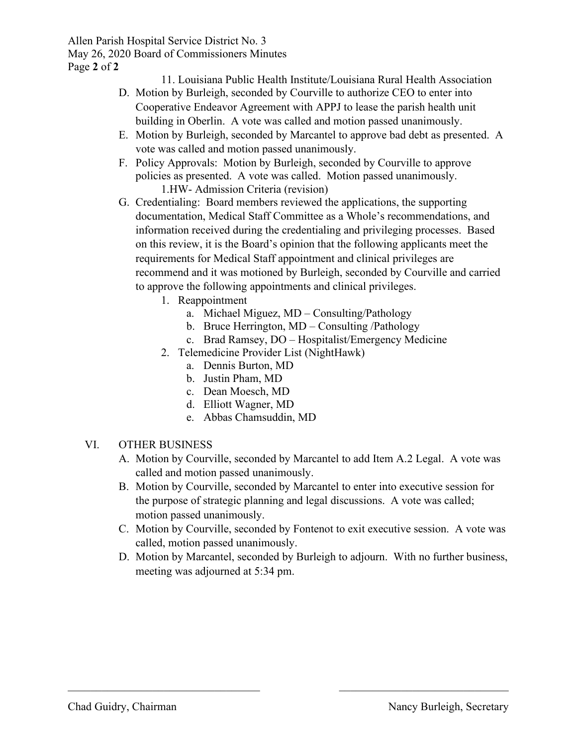11. Louisiana Public Health Institute/Louisiana Rural Health Association

D. Motion by Burleigh, seconded by Courville to authorize CEO to enter into Cooperative Endeavor Agreement with APPJ to lease the parish health unit building in Oberlin. A vote was called and motion passed unanimously.

E. Motion by Burleigh, seconded by Marcantel to approve bad debt as presented. A vote was called and motion passed unanimously.

F. Policy Approvals: Motion by Burleigh, seconded by Courville to approve policies as presented. A vote was called. Motion passed unanimously.
    1.HW- Admission Criteria (revision)

G. Credentialing: Board members reviewed the applications, the supporting documentation, Medical Staff Committee as a Whole's recommendations, and information received during the credentialing and privileging processes. Based on this review, it is the Board's opinion that the following applicants meet the requirements for Medical Staff appointment and clinical privileges are recommend and it was motioned by Burleigh, seconded by Courville and carried to approve the following appointments and clinical privileges.
    1. Reappointment
        a. Michael Miguez, MD – Consulting/Pathology
        b. Bruce Herrington, MD – Consulting /Pathology
        c. Brad Ramsey, DO – Hospitalist/Emergency Medicine
    2. Telemedicine Provider List (NightHawk)
        a. Dennis Burton, MD
        b. Justin Pham, MD
        c. Dean Moesch, MD
        d. Elliott Wagner, MD
        e. Abbas Chamsuddin, MD

VI. OTHER BUSINESS

A. Motion by Courville, seconded by Marcantel to add Item A.2 Legal. A vote was called and motion passed unanimously.

B. Motion by Courville, seconded by Marcantel to enter into executive session for the purpose of strategic planning and legal discussions. A vote was called; motion passed unanimously.

C. Motion by Courville, seconded by Fontenot to exit executive session. A vote was called, motion passed unanimously.

D. Motion by Marcantel, seconded by Burleigh to adjourn. With no further business, meeting was adjourned at 5:34 pm.

\_\_\_\_\_\_\_\_\_\_\_\_\_\_\_\_\_\_\_\_\_\_\_\_\_\_\_\_\_\_
Chad Guidry, Chairman

\_\_\_\_\_\_\_\_\_\_\_\_\_\_\_\_\_\_\_\_\_\_\_\_\_\_\_\_\_\_
Nancy Burleigh, Secretary